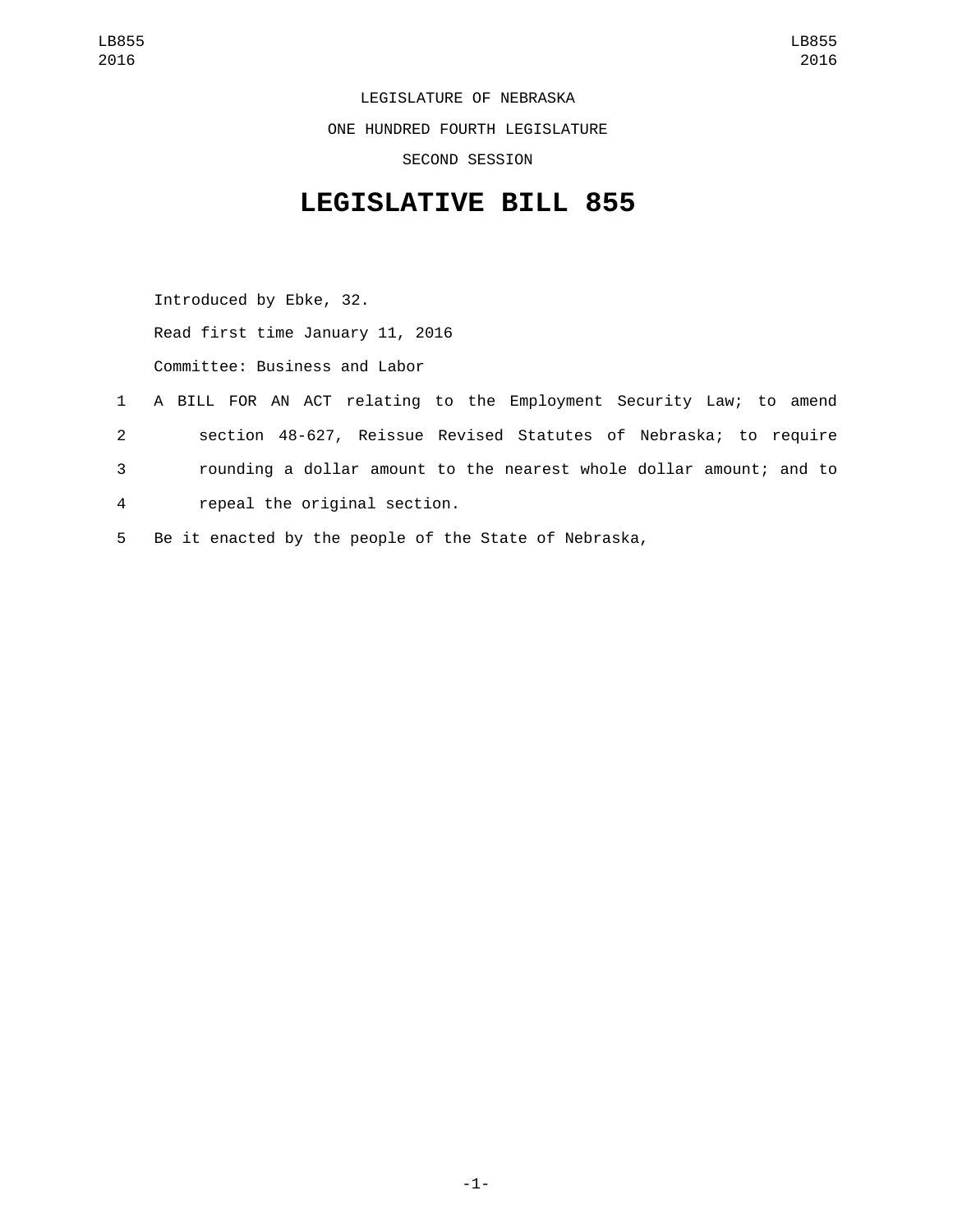LEGISLATURE OF NEBRASKA

ONE HUNDRED FOURTH LEGISLATURE

SECOND SESSION

# LEGISLATIVE BILL 855

Introduced by Ebke, 32.

Read first time January 11, 2016

Committee: Business and Labor

A BILL FOR AN ACT relating to the Employment Security Law; to amend section 48-627, Reissue Revised Statutes of Nebraska; to require rounding a dollar amount to the nearest whole dollar amount; and to repeal the original section.

Be it enacted by the people of the State of Nebraska,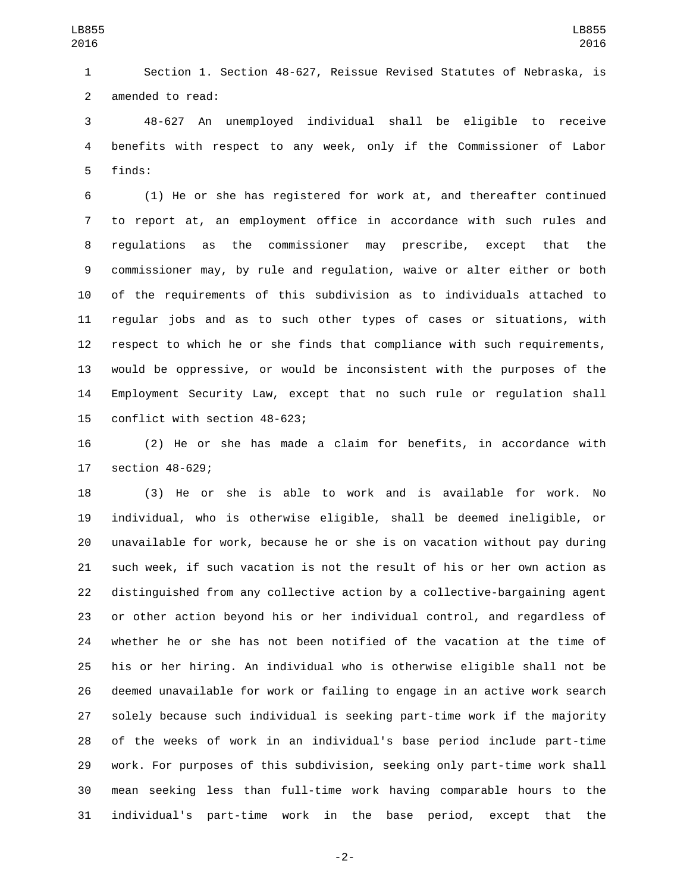Section 1. Section 48-627, Reissue Revised Statutes of Nebraska, is amended to read:

48-627 An unemployed individual shall be eligible to receive benefits with respect to any week, only if the Commissioner of Labor finds:

(1) He or she has registered for work at, and thereafter continued to report at, an employment office in accordance with such rules and regulations as the commissioner may prescribe, except that the commissioner may, by rule and regulation, waive or alter either or both of the requirements of this subdivision as to individuals attached to regular jobs and as to such other types of cases or situations, with respect to which he or she finds that compliance with such requirements, would be oppressive, or would be inconsistent with the purposes of the Employment Security Law, except that no such rule or regulation shall conflict with section 48-623;

(2) He or she has made a claim for benefits, in accordance with section 48-629;

(3) He or she is able to work and is available for work. No individual, who is otherwise eligible, shall be deemed ineligible, or unavailable for work, because he or she is on vacation without pay during such week, if such vacation is not the result of his or her own action as distinguished from any collective action by a collective-bargaining agent or other action beyond his or her individual control, and regardless of whether he or she has not been notified of the vacation at the time of his or her hiring. An individual who is otherwise eligible shall not be deemed unavailable for work or failing to engage in an active work search solely because such individual is seeking part-time work if the majority of the weeks of work in an individual's base period include part-time work. For purposes of this subdivision, seeking only part-time work shall mean seeking less than full-time work having comparable hours to the individual's part-time work in the base period, except that the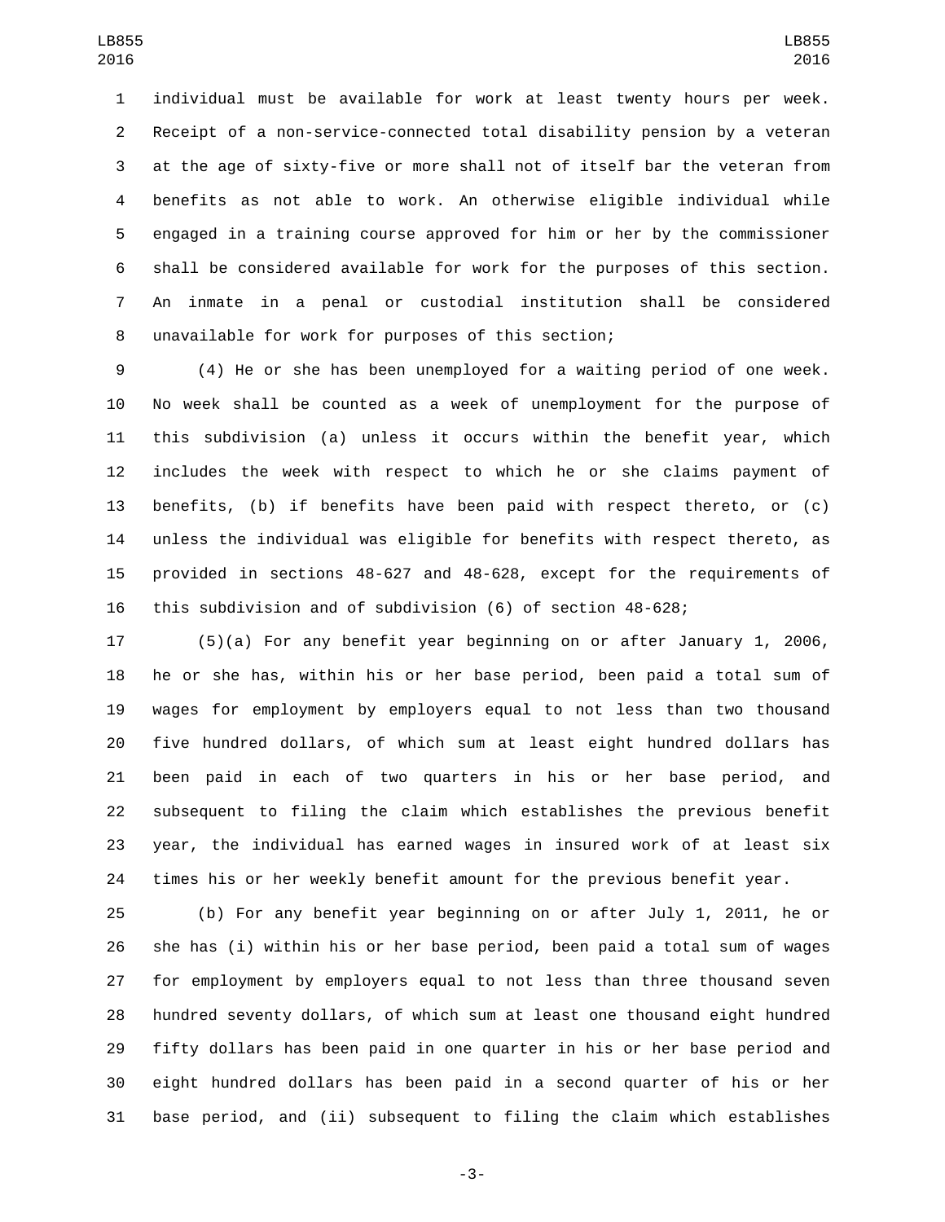individual must be available for work at least twenty hours per week. Receipt of a non-service-connected total disability pension by a veteran at the age of sixty-five or more shall not of itself bar the veteran from benefits as not able to work. An otherwise eligible individual while engaged in a training course approved for him or her by the commissioner shall be considered available for work for the purposes of this section. An inmate in a penal or custodial institution shall be considered unavailable for work for purposes of this section;

(4) He or she has been unemployed for a waiting period of one week. No week shall be counted as a week of unemployment for the purpose of this subdivision (a) unless it occurs within the benefit year, which includes the week with respect to which he or she claims payment of benefits, (b) if benefits have been paid with respect thereto, or (c) unless the individual was eligible for benefits with respect thereto, as provided in sections 48-627 and 48-628, except for the requirements of this subdivision and of subdivision (6) of section 48-628;

(5)(a) For any benefit year beginning on or after January 1, 2006, he or she has, within his or her base period, been paid a total sum of wages for employment by employers equal to not less than two thousand five hundred dollars, of which sum at least eight hundred dollars has been paid in each of two quarters in his or her base period, and subsequent to filing the claim which establishes the previous benefit year, the individual has earned wages in insured work of at least six times his or her weekly benefit amount for the previous benefit year.

(b) For any benefit year beginning on or after July 1, 2011, he or she has (i) within his or her base period, been paid a total sum of wages for employment by employers equal to not less than three thousand seven hundred seventy dollars, of which sum at least one thousand eight hundred fifty dollars has been paid in one quarter in his or her base period and eight hundred dollars has been paid in a second quarter of his or her base period, and (ii) subsequent to filing the claim which establishes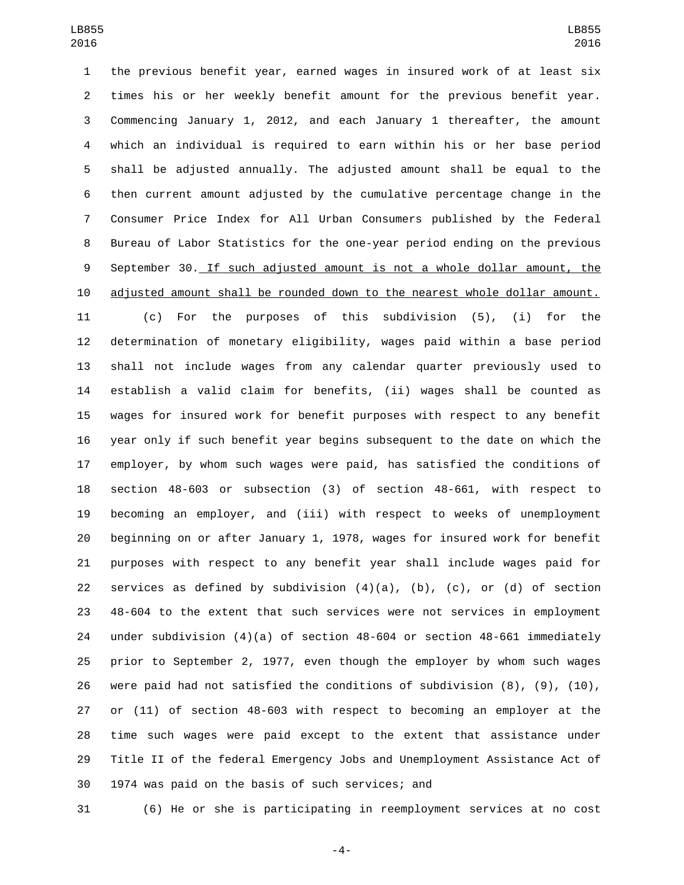the previous benefit year, earned wages in insured work of at least six times his or her weekly benefit amount for the previous benefit year. Commencing January 1, 2012, and each January 1 thereafter, the amount which an individual is required to earn within his or her base period shall be adjusted annually. The adjusted amount shall be equal to the then current amount adjusted by the cumulative percentage change in the Consumer Price Index for All Urban Consumers published by the Federal Bureau of Labor Statistics for the one-year period ending on the previous September 30. <u>If such adjusted amount is not a whole dollar amount, the adjusted amount shall be rounded down to the nearest whole dollar amount.</u>

(c) For the purposes of this subdivision (5), (i) for the determination of monetary eligibility, wages paid within a base period shall not include wages from any calendar quarter previously used to establish a valid claim for benefits, (ii) wages shall be counted as wages for insured work for benefit purposes with respect to any benefit year only if such benefit year begins subsequent to the date on which the employer, by whom such wages were paid, has satisfied the conditions of section 48-603 or subsection (3) of section 48-661, with respect to becoming an employer, and (iii) with respect to weeks of unemployment beginning on or after January 1, 1978, wages for insured work for benefit purposes with respect to any benefit year shall include wages paid for services as defined by subdivision (4)(a), (b), (c), or (d) of section 48-604 to the extent that such services were not services in employment under subdivision (4)(a) of section 48-604 or section 48-661 immediately prior to September 2, 1977, even though the employer by whom such wages were paid had not satisfied the conditions of subdivision (8), (9), (10), or (11) of section 48-603 with respect to becoming an employer at the time such wages were paid except to the extent that assistance under Title II of the federal Emergency Jobs and Unemployment Assistance Act of 1974 was paid on the basis of such services; and

(6) He or she is participating in reemployment services at no cost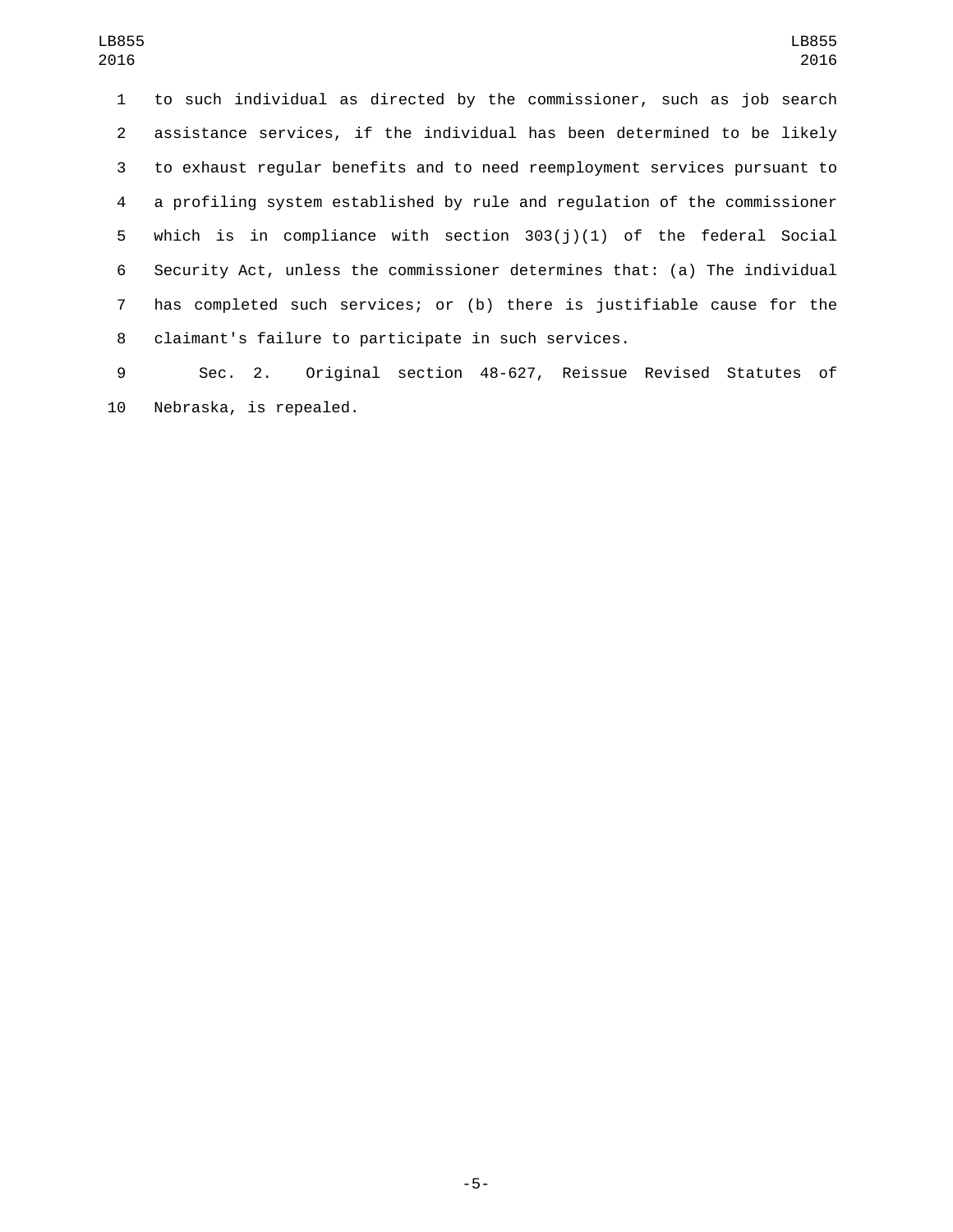to such individual as directed by the commissioner, such as job search assistance services, if the individual has been determined to be likely to exhaust regular benefits and to need reemployment services pursuant to a profiling system established by rule and regulation of the commissioner which is in compliance with section 303(j)(1) of the federal Social Security Act, unless the commissioner determines that: (a) The individual has completed such services; or (b) there is justifiable cause for the claimant's failure to participate in such services.

Sec. 2. Original section 48-627, Reissue Revised Statutes of Nebraska, is repealed.